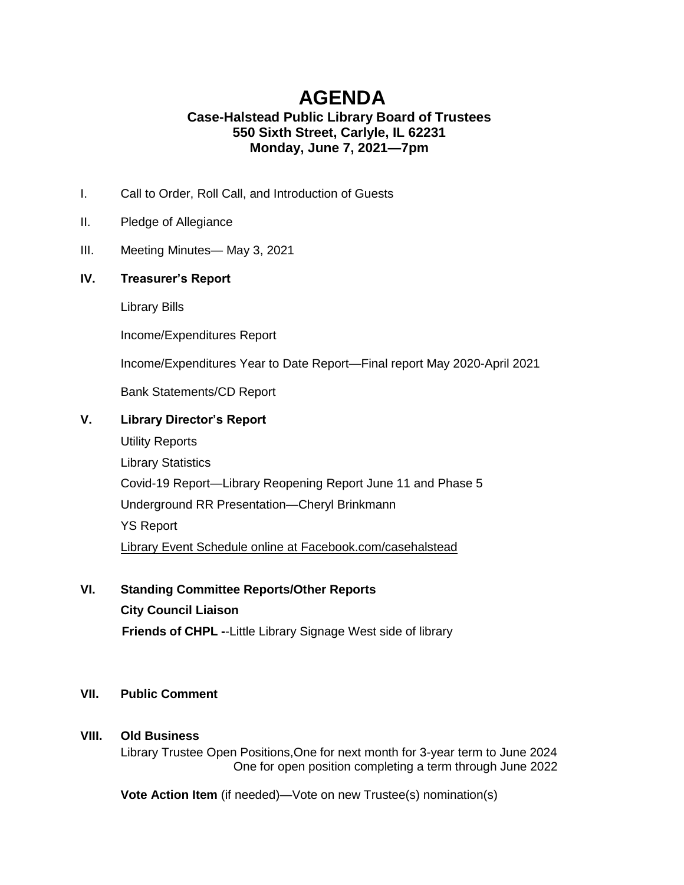# AGENDA

**Case-Halstead Public Library Board of Trustees**
**550 Sixth Street, Carlyle, IL 62231**
**Monday, June 7, 2021—7pm**

I. Call to Order, Roll Call, and Introduction of Guests

II. Pledge of Allegiance

III. Meeting Minutes— May 3, 2021

**IV. Treasurer's Report**

Library Bills

Income/Expenditures Report

Income/Expenditures Year to Date Report—Final report May 2020-April 2021

Bank Statements/CD Report

**V. Library Director's Report**

Utility Reports

Library Statistics

Covid-19 Report—Library Reopening Report June 11 and Phase 5

Underground RR Presentation—Cheryl Brinkmann

YS Report

Library Event Schedule online at Facebook.com/casehalstead

**VI. Standing Committee Reports/Other Reports**

**City Council Liaison**

**Friends of CHPL -**-Little Library Signage West side of library

**VII. Public Comment**

**VIII. Old Business**

Library Trustee Open Positions,One for next month for 3-year term to June 2024
One for open position completing a term through June 2022

**Vote Action Item** (if needed)—Vote on new Trustee(s) nomination(s)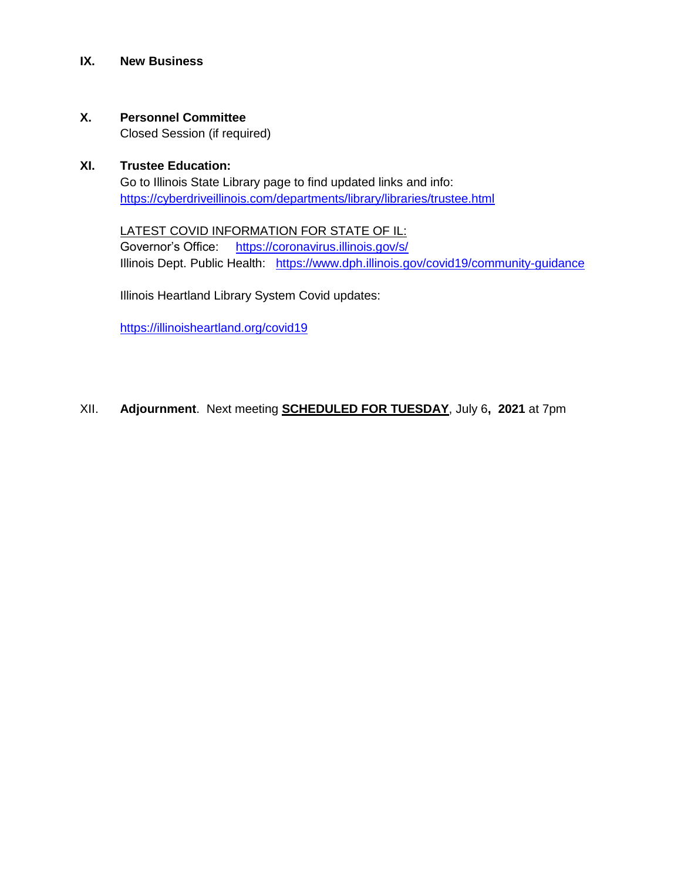**IX. New Business**

**X. Personnel Committee**

Closed Session (if required)

**XI. Trustee Education:**

Go to Illinois State Library page to find updated links and info:
https://cyberdriveillinois.com/departments/library/libraries/trustee.html

LATEST COVID INFORMATION FOR STATE OF IL:
Governor's Office: https://coronavirus.illinois.gov/s/
Illinois Dept. Public Health: https://www.dph.illinois.gov/covid19/community-guidance

Illinois Heartland Library System Covid updates:

https://illinoisheartland.org/covid19

XII. **Adjournment**. Next meeting **SCHEDULED FOR TUESDAY**, July 6**, 2021** at 7pm